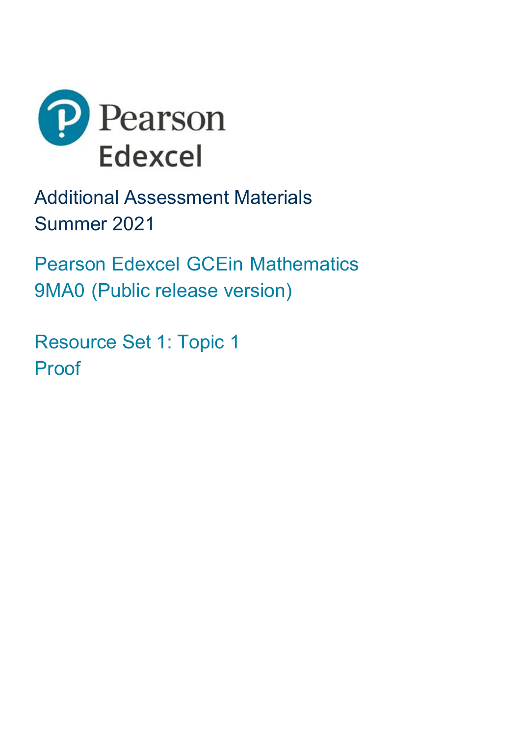Pearson Edexcel

Additional Assessment Materials
Summer 2021

Pearson Edexcel GCEin Mathematics
9MA0 (Public release version)

Resource Set 1: Topic 1
Proof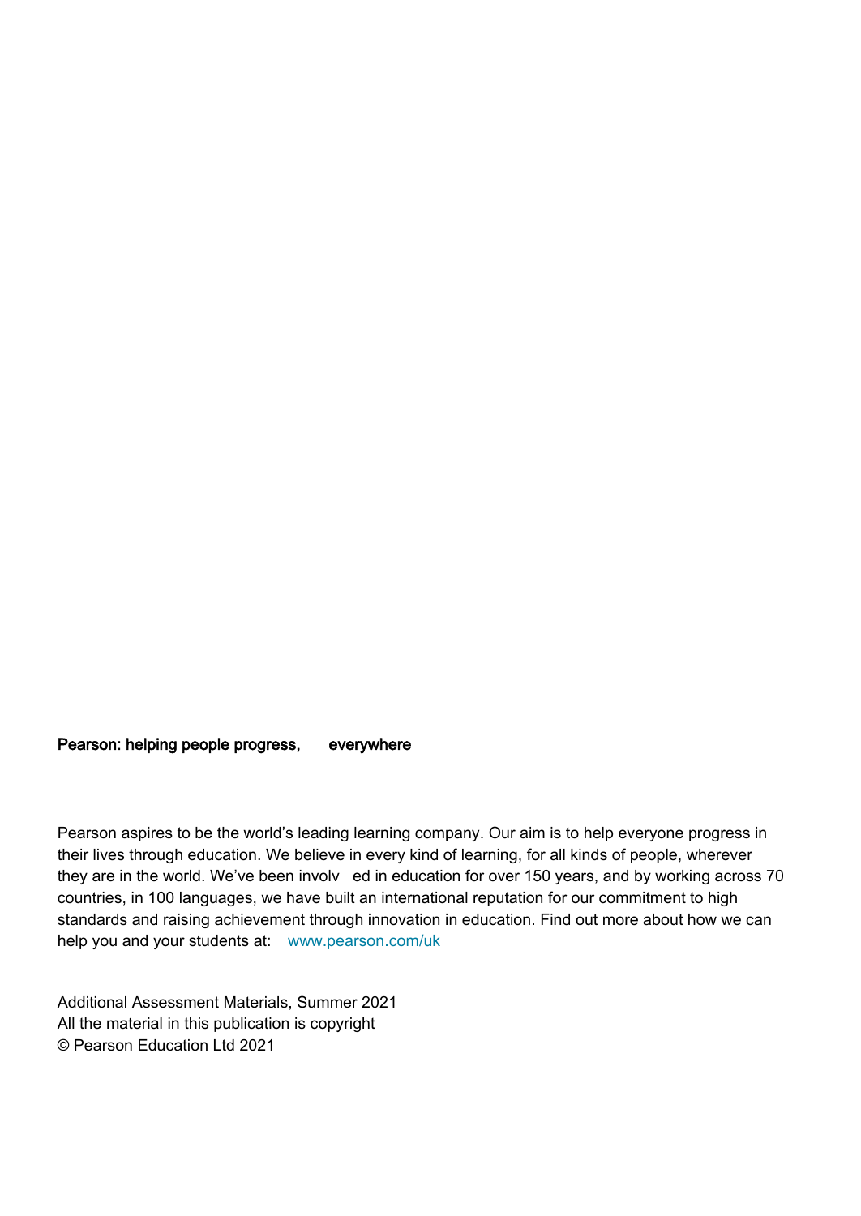**Pearson: helping people progress, everywhere**

Pearson aspires to be the world's leading learning company. Our aim is to help everyone progress in their lives through education. We believe in every kind of learning, for all kinds of people, wherever they are in the world. We've been involved in education for over 150 years, and by working across 70 countries, in 100 languages, we have built an international reputation for our commitment to high standards and raising achievement through innovation in education. Find out more about how we can help you and your students at: www.pearson.com/uk

Additional Assessment Materials, Summer 2021
All the material in this publication is copyright
© Pearson Education Ltd 2021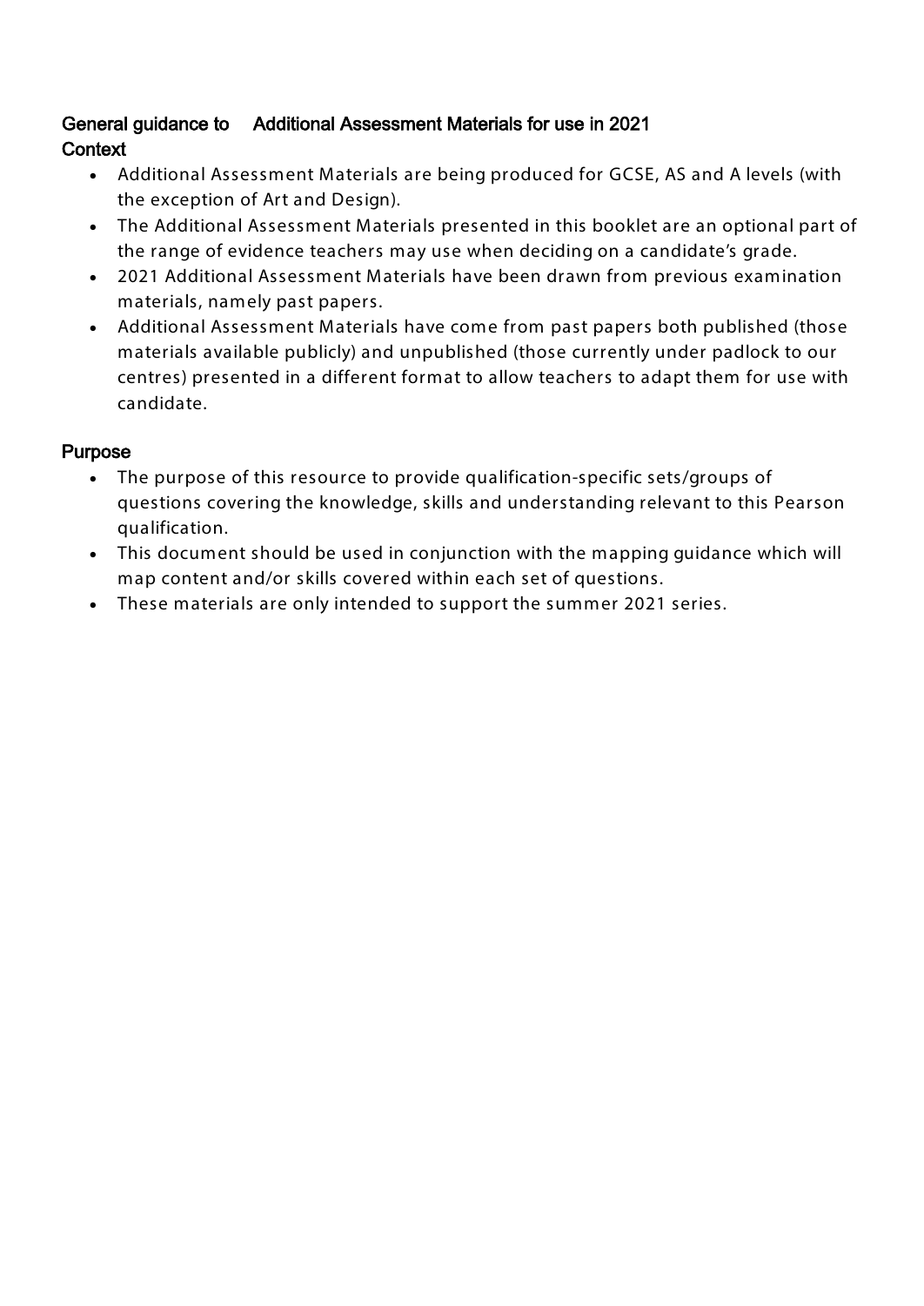## General guidance to Additional Assessment Materials for use in 2021

### Context

- Additional Assessment Materials are being produced for GCSE, AS and A levels (with the exception of Art and Design).
- The Additional Assessment Materials presented in this booklet are an optional part of the range of evidence teachers may use when deciding on a candidate's grade.
- 2021 Additional Assessment Materials have been drawn from previous examination materials, namely past papers.
- Additional Assessment Materials have come from past papers both published (those materials available publicly) and unpublished (those currently under padlock to our centres) presented in a different format to allow teachers to adapt them for use with candidate.

### Purpose

- The purpose of this resource to provide qualification-specific sets/groups of questions covering the knowledge, skills and understanding relevant to this Pearson qualification.
- This document should be used in conjunction with the mapping guidance which will map content and/or skills covered within each set of questions.
- These materials are only intended to support the summer 2021 series.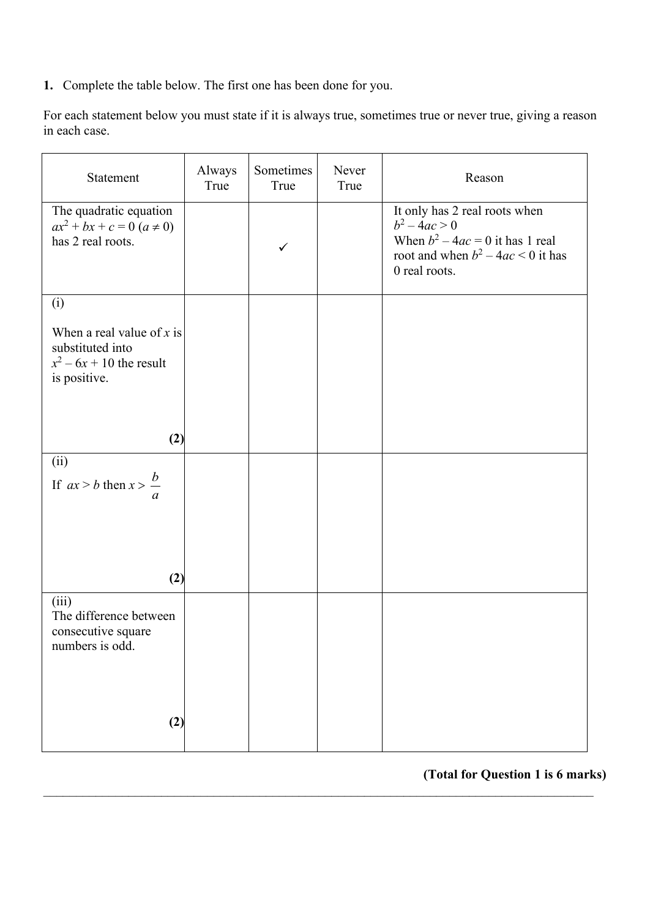**1.** Complete the table below. The first one has been done for you.

For each statement below you must state if it is always true, sometimes true or never true, giving a reason in each case.

| Statement | Always True | Sometimes True | Never True | Reason |
|---|---|---|---|---|
| The quadratic equation $ax^2 + bx + c = 0$ $(a \neq 0)$ has 2 real roots. | | ✓ | | It only has 2 real roots when $b^2 - 4ac > 0$ When $b^2 - 4ac = 0$ it has 1 real root and when $b^2 - 4ac < 0$ it has 0 real roots. |
| (i) When a real value of $x$ is substituted into $x^2 - 6x + 10$ the result is positive. **(2)** | | | | |
| (ii) If $ax > b$ then $x > \frac{b}{a}$ **(2)** | | | | |
| (iii) The difference between consecutive square numbers is odd. **(2)** | | | | |

**(Total for Question 1 is 6 marks)**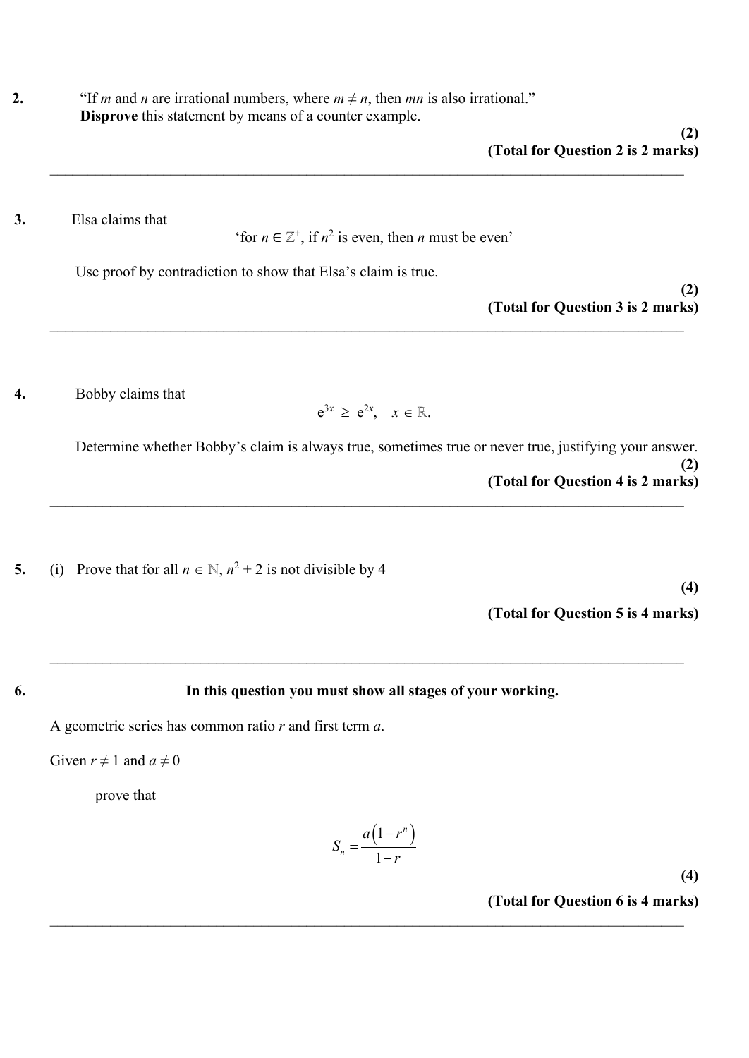**2.** "If $m$ and $n$ are irrational numbers, where $m \neq n$, then $mn$ is also irrational."
**Disprove** this statement by means of a counter example.

**(2)**

**(Total for Question 2 is 2 marks)**

---

**3.** Elsa claims that

'for $n \in \mathbb{Z}^+$, if $n^2$ is even, then $n$ must be even'

Use proof by contradiction to show that Elsa's claim is true.

**(2)**

**(Total for Question 3 is 2 marks)**

---

**4.** Bobby claims that

$$e^{3x} \geq e^{2x}, \quad x \in \mathbb{R}.$$

Determine whether Bobby's claim is always true, sometimes true or never true, justifying your answer.

**(2)**

**(Total for Question 4 is 2 marks)**

---

**5.** (i) Prove that for all $n \in \mathbb{N}$, $n^2 + 2$ is not divisible by 4

**(4)**

**(Total for Question 5 is 4 marks)**

---

**6.** **In this question you must show all stages of your working.**

A geometric series has common ratio $r$ and first term $a$.

Given $r \neq 1$ and $a \neq 0$

prove that

$$S_n = \frac{a\left(1 - r^n\right)}{1 - r}$$

**(4)**

**(Total for Question 6 is 4 marks)**

---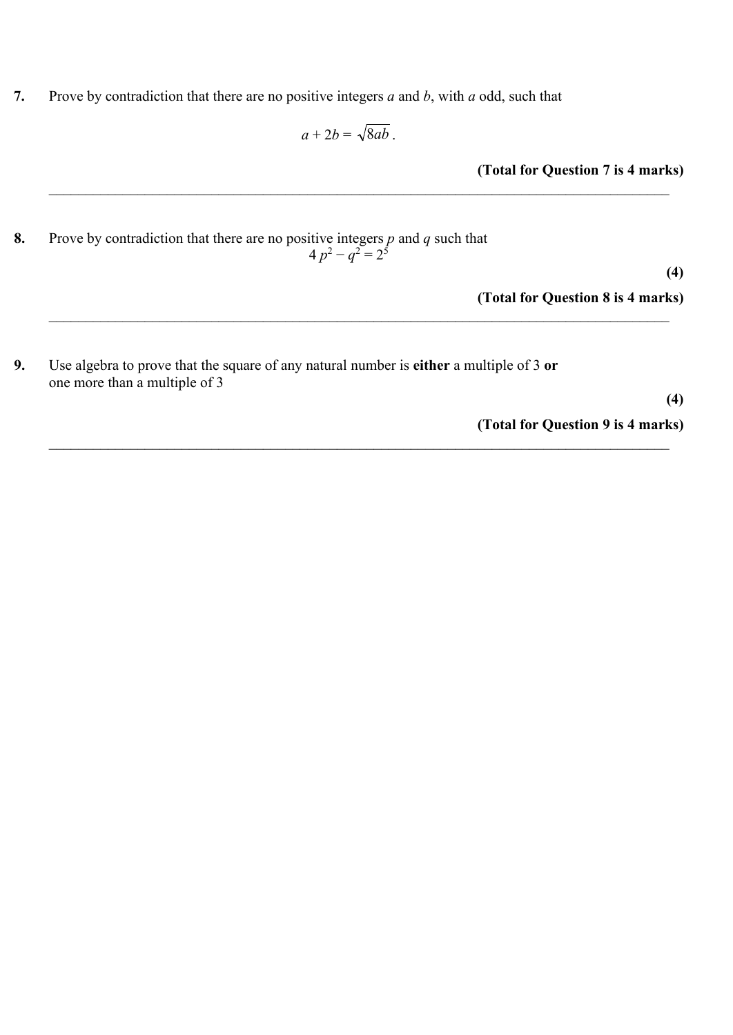**7.** Prove by contradiction that there are no positive integers $a$ and $b$, with $a$ odd, such that

$$a + 2b = \sqrt{8ab}\,.$$

**(Total for Question 7 is 4 marks)**

---

**8.** Prove by contradiction that there are no positive integers $p$ and $q$ such that

$$4\,p^2 - q^2 = 2^5$$

**(4)**

**(Total for Question 8 is 4 marks)**

---

**9.** Use algebra to prove that the square of any natural number is **either** a multiple of 3 **or** one more than a multiple of 3

**(4)**

**(Total for Question 9 is 4 marks)**

---